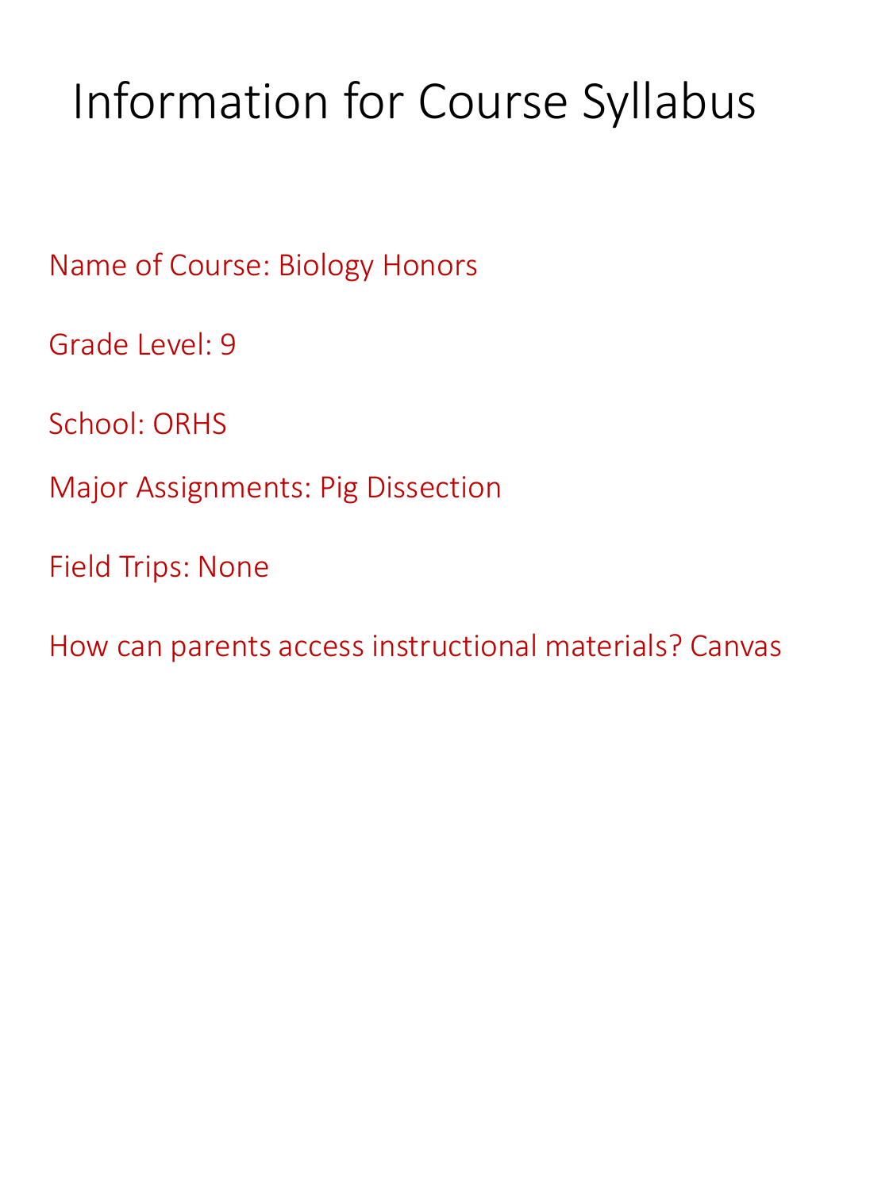# Information for Course Syllabus

Name of Course: Biology Honors

Grade Level: 9

School: ORHS

Major Assignments: Pig Dissection

Field Trips: None

How can parents access instructional materials? Canvas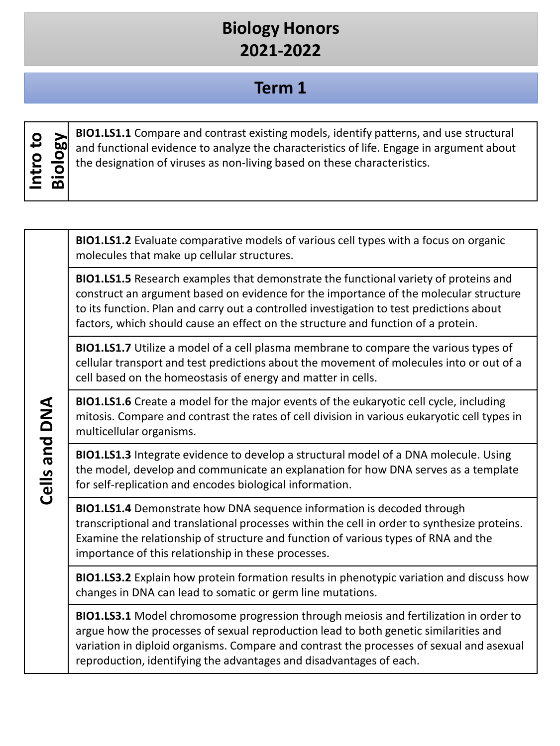# Biology Honors
# 2021-2022

## Term 1

| Intro to Biology | |
|---|---|
| Intro to Biology | **BIO1.LS1.1** Compare and contrast existing models, identify patterns, and use structural and functional evidence to analyze the characteristics of life. Engage in argument about the designation of viruses as non-living based on these characteristics. |

| Cells and DNA | |
|---|---|
| Cells and DNA | **BIO1.LS1.2** Evaluate comparative models of various cell types with a focus on organic molecules that make up cellular structures. |
| | **BIO1.LS1.5** Research examples that demonstrate the functional variety of proteins and construct an argument based on evidence for the importance of the molecular structure to its function. Plan and carry out a controlled investigation to test predictions about factors, which should cause an effect on the structure and function of a protein. |
| | **BIO1.LS1.7** Utilize a model of a cell plasma membrane to compare the various types of cellular transport and test predictions about the movement of molecules into or out of a cell based on the homeostasis of energy and matter in cells. |
| | **BIO1.LS1.6** Create a model for the major events of the eukaryotic cell cycle, including mitosis. Compare and contrast the rates of cell division in various eukaryotic cell types in multicellular organisms. |
| | **BIO1.LS1.3** Integrate evidence to develop a structural model of a DNA molecule. Using the model, develop and communicate an explanation for how DNA serves as a template for self-replication and encodes biological information. |
| | **BIO1.LS1.4** Demonstrate how DNA sequence information is decoded through transcriptional and translational processes within the cell in order to synthesize proteins. Examine the relationship of structure and function of various types of RNA and the importance of this relationship in these processes. |
| | **BIO1.LS3.2** Explain how protein formation results in phenotypic variation and discuss how changes in DNA can lead to somatic or germ line mutations. |
| | **BIO1.LS3.1** Model chromosome progression through meiosis and fertilization in order to argue how the processes of sexual reproduction lead to both genetic similarities and variation in diploid organisms. Compare and contrast the processes of sexual and asexual reproduction, identifying the advantages and disadvantages of each. |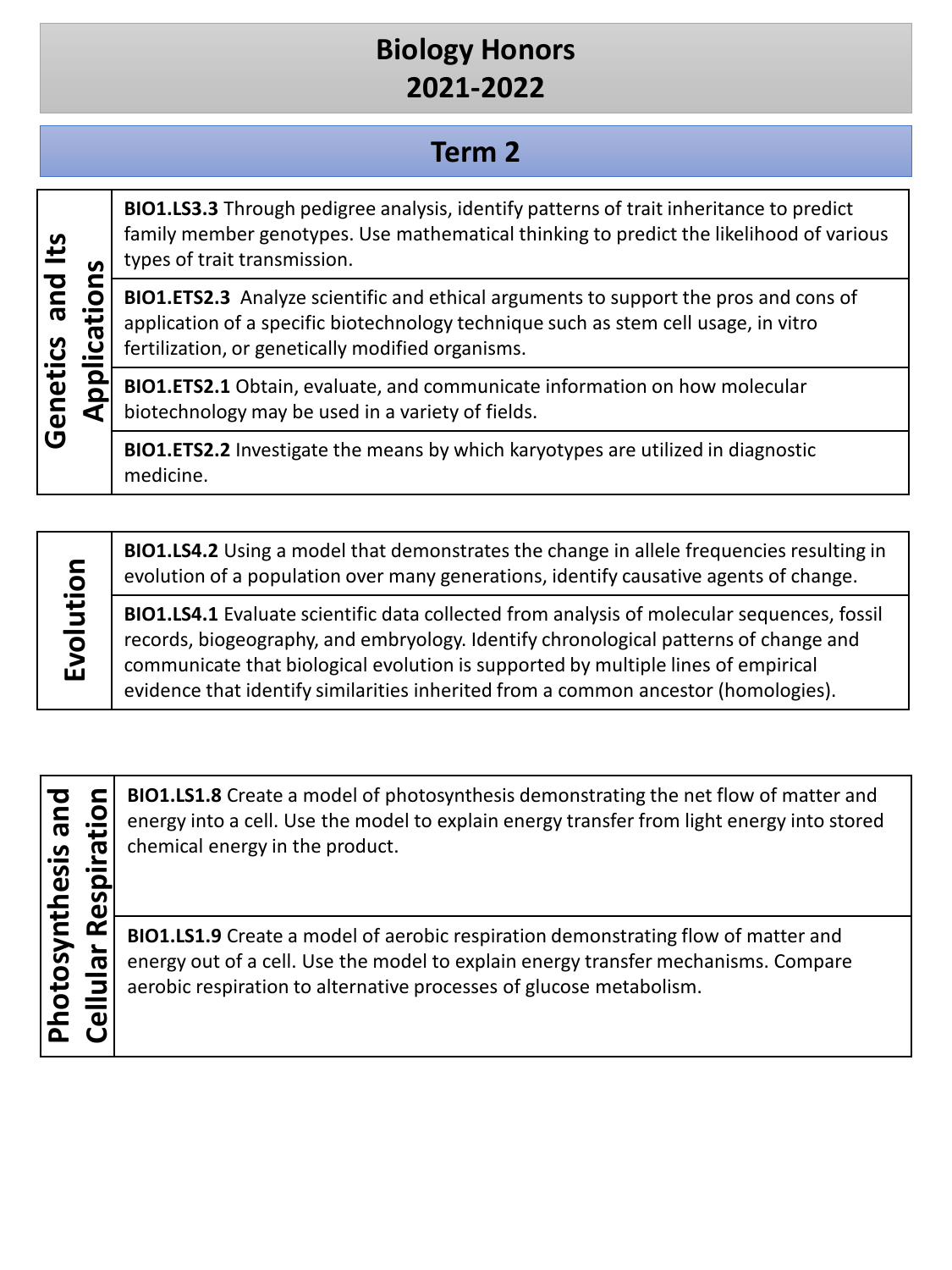# Biology Honors
# 2021-2022

## Term 2

| Genetics and Its Applications | |
|---|---|
| | **BIO1.LS3.3** Through pedigree analysis, identify patterns of trait inheritance to predict family member genotypes. Use mathematical thinking to predict the likelihood of various types of trait transmission. |
| | **BIO1.ETS2.3** Analyze scientific and ethical arguments to support the pros and cons of application of a specific biotechnology technique such as stem cell usage, in vitro fertilization, or genetically modified organisms. |
| | **BIO1.ETS2.1** Obtain, evaluate, and communicate information on how molecular biotechnology may be used in a variety of fields. |
| | **BIO1.ETS2.2** Investigate the means by which karyotypes are utilized in diagnostic medicine. |

| Evolution | |
|---|---|
| | **BIO1.LS4.2** Using a model that demonstrates the change in allele frequencies resulting in evolution of a population over many generations, identify causative agents of change. |
| | **BIO1.LS4.1** Evaluate scientific data collected from analysis of molecular sequences, fossil records, biogeography, and embryology. Identify chronological patterns of change and communicate that biological evolution is supported by multiple lines of empirical evidence that identify similarities inherited from a common ancestor (homologies). |

| Photosynthesis and Cellular Respiration | |
|---|---|
| | **BIO1.LS1.8** Create a model of photosynthesis demonstrating the net flow of matter and energy into a cell. Use the model to explain energy transfer from light energy into stored chemical energy in the product. |
| | **BIO1.LS1.9** Create a model of aerobic respiration demonstrating flow of matter and energy out of a cell. Use the model to explain energy transfer mechanisms. Compare aerobic respiration to alternative processes of glucose metabolism. |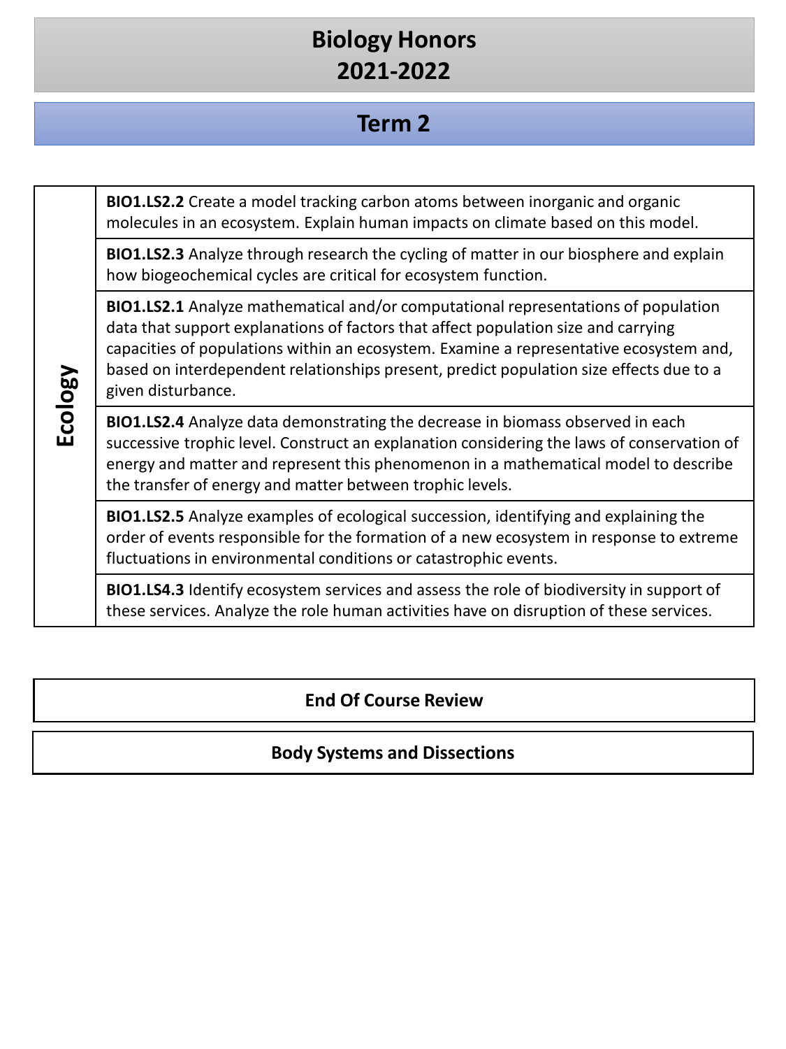# Biology Honors
# 2021-2022

## Term 2

| | |
|---|---|
| **Ecology** | **BIO1.LS2.2** Create a model tracking carbon atoms between inorganic and organic molecules in an ecosystem. Explain human impacts on climate based on this model. |
| | **BIO1.LS2.3** Analyze through research the cycling of matter in our biosphere and explain how biogeochemical cycles are critical for ecosystem function. |
| | **BIO1.LS2.1** Analyze mathematical and/or computational representations of population data that support explanations of factors that affect population size and carrying capacities of populations within an ecosystem. Examine a representative ecosystem and, based on interdependent relationships present, predict population size effects due to a given disturbance. |
| | **BIO1.LS2.4** Analyze data demonstrating the decrease in biomass observed in each successive trophic level. Construct an explanation considering the laws of conservation of energy and matter and represent this phenomenon in a mathematical model to describe the transfer of energy and matter between trophic levels. |
| | **BIO1.LS2.5** Analyze examples of ecological succession, identifying and explaining the order of events responsible for the formation of a new ecosystem in response to extreme fluctuations in environmental conditions or catastrophic events. |
| | **BIO1.LS4.3** Identify ecosystem services and assess the role of biodiversity in support of these services. Analyze the role human activities have on disruption of these services. |

**End Of Course Review**

**Body Systems and Dissections**